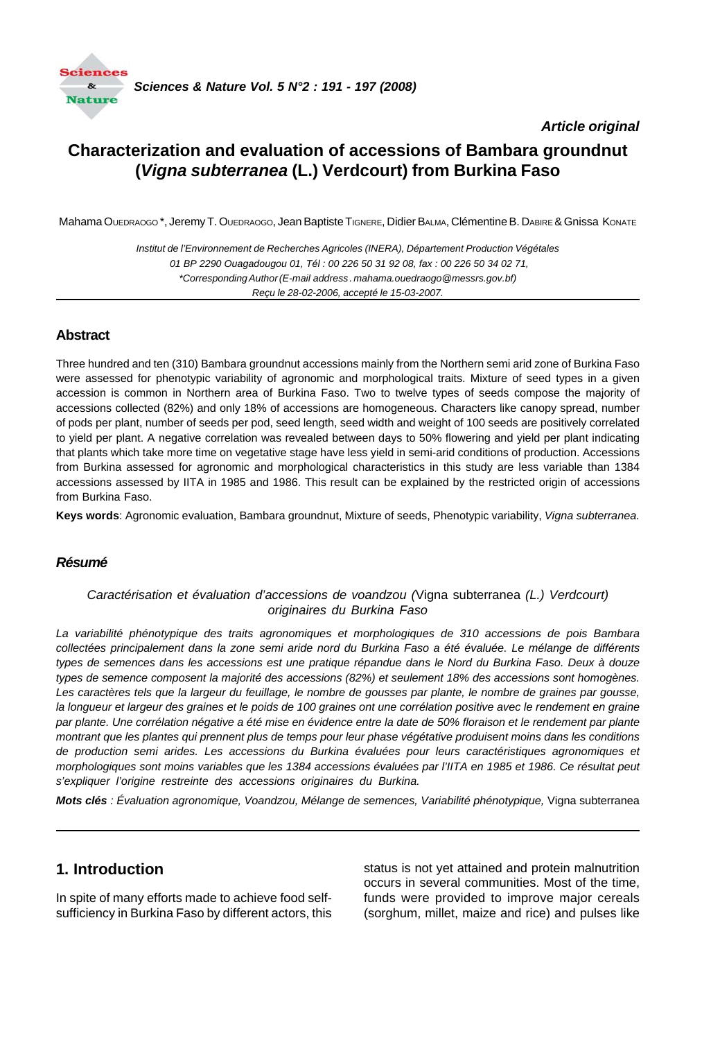*Article original*

# Characterization and evaluation of accessions of Bambara groundnut (*Vigna subterranea* (L.) Verdcourt) from Burkina Faso

Mahama Ouedraogo *, Jeremy T. Ouedraogo, Jean Baptiste Tignere, Didier Balma, Clémentine B. Dabire & Gnissa Konate

*Institut de l'Environnement de Recherches Agricoles (INERA), Département Production Végétales*
*01 BP 2290 Ouagadougou 01, Tél : 00 226 50 31 92 08, fax : 00 226 50 34 02 71,*
*\*Corresponding Author (E-mail address. mahama.ouedraogo@messrs.gov.bf)*
*Reçu le 28-02-2006, accepté le 15-03-2007.*

## Abstract

Three hundred and ten (310) Bambara groundnut accessions mainly from the Northern semi arid zone of Burkina Faso were assessed for phenotypic variability of agronomic and morphological traits. Mixture of seed types in a given accession is common in Northern area of Burkina Faso. Two to twelve types of seeds compose the majority of accessions collected (82%) and only 18% of accessions are homogeneous. Characters like canopy spread, number of pods per plant, number of seeds per pod, seed length, seed width and weight of 100 seeds are positively correlated to yield per plant. A negative correlation was revealed between days to 50% flowering and yield per plant indicating that plants which take more time on vegetative stage have less yield in semi-arid conditions of production. Accessions from Burkina assessed for agronomic and morphological characteristics in this study are less variable than 1384 accessions assessed by IITA in 1985 and 1986. This result can be explained by the restricted origin of accessions from Burkina Faso.

**Keys words**: Agronomic evaluation, Bambara groundnut, Mixture of seeds, Phenotypic variability, *Vigna subterranea.*

## *Résumé*

*Caractérisation et évaluation d'accessions de voandzou (*Vigna subterranea *(L.) Verdcourt) originaires du Burkina Faso*

*La variabilité phénotypique des traits agronomiques et morphologiques de 310 accessions de pois Bambara collectées principalement dans la zone semi aride nord du Burkina Faso a été évaluée. Le mélange de différents types de semences dans les accessions est une pratique répandue dans le Nord du Burkina Faso. Deux à douze types de semence composent la majorité des accessions (82%) et seulement 18% des accessions sont homogènes. Les caractères tels que la largeur du feuillage, le nombre de gousses par plante, le nombre de graines par gousse, la longueur et largeur des graines et le poids de 100 graines ont une corrélation positive avec le rendement en graine par plante. Une corrélation négative a été mise en évidence entre la date de 50% floraison et le rendement par plante montrant que les plantes qui prennent plus de temps pour leur phase végétative produisent moins dans les conditions de production semi arides. Les accessions du Burkina évaluées pour leurs caractéristiques agronomiques et morphologiques sont moins variables que les 1384 accessions évaluées par l'IITA en 1985 et 1986. Ce résultat peut s'expliquer l'origine restreinte des accessions originaires du Burkina.*

***Mots clés*** *: Évaluation agronomique, Voandzou, Mélange de semences, Variabilité phénotypique,* Vigna subterranea

## 1. Introduction

In spite of many efforts made to achieve food self-sufficiency in Burkina Faso by different actors, this status is not yet attained and protein malnutrition occurs in several communities. Most of the time, funds were provided to improve major cereals (sorghum, millet, maize and rice) and pulses like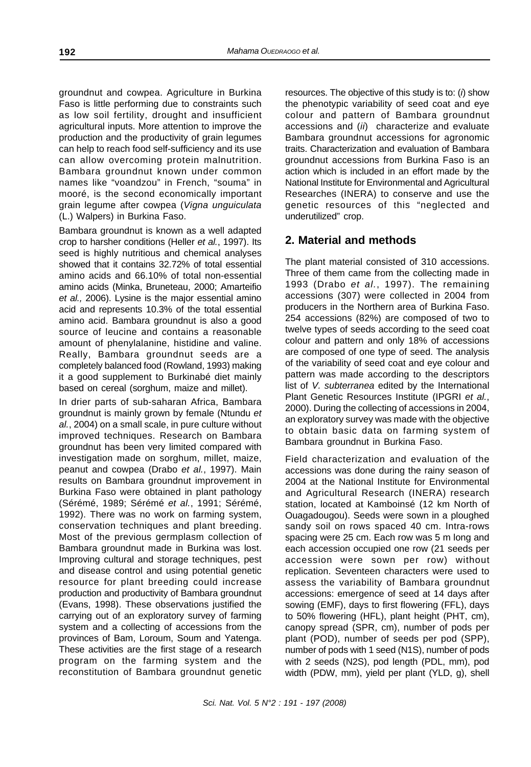groundnut and cowpea. Agriculture in Burkina Faso is little performing due to constraints such as low soil fertility, drought and insufficient agricultural inputs. More attention to improve the production and the productivity of grain legumes can help to reach food self-sufficiency and its use can allow overcoming protein malnutrition. Bambara groundnut known under common names like "voandzou" in French, "souma" in mooré, is the second economically important grain legume after cowpea (*Vigna unguiculata* (L.) Walpers) in Burkina Faso.

Bambara groundnut is known as a well adapted crop to harsher conditions (Heller *et al.*, 1997). Its seed is highly nutritious and chemical analyses showed that it contains 32.72% of total essential amino acids and 66.10% of total non-essential amino acids (Minka, Bruneteau, 2000; Amarteifio *et al.,* 2006). Lysine is the major essential amino acid and represents 10.3% of the total essential amino acid. Bambara groundnut is also a good source of leucine and contains a reasonable amount of phenylalanine, histidine and valine. Really, Bambara groundnut seeds are a completely balanced food (Rowland, 1993) making it a good supplement to Burkinabé diet mainly based on cereal (sorghum, maize and millet).

In drier parts of sub-saharan Africa, Bambara groundnut is mainly grown by female (Ntundu *et al.*, 2004) on a small scale, in pure culture without improved techniques. Research on Bambara groundnut has been very limited compared with investigation made on sorghum, millet, maize, peanut and cowpea (Drabo *et al.*, 1997). Main results on Bambara groundnut improvement in Burkina Faso were obtained in plant pathology (Sérémé, 1989; Sérémé *et al.*, 1991; Sérémé, 1992). There was no work on farming system, conservation techniques and plant breeding. Most of the previous germplasm collection of Bambara groundnut made in Burkina was lost. Improving cultural and storage techniques, pest and disease control and using potential genetic resource for plant breeding could increase production and productivity of Bambara groundnut (Evans, 1998). These observations justified the carrying out of an exploratory survey of farming system and a collecting of accessions from the provinces of Bam, Loroum, Soum and Yatenga. These activities are the first stage of a research program on the farming system and the reconstitution of Bambara groundnut genetic resources. The objective of this study is to: (*i*) show the phenotypic variability of seed coat and eye colour and pattern of Bambara groundnut accessions and (*ii*) characterize and evaluate Bambara groundnut accessions for agronomic traits. Characterization and evaluation of Bambara groundnut accessions from Burkina Faso is an action which is included in an effort made by the National Institute for Environmental and Agricultural Researches (INERA) to conserve and use the genetic resources of this "neglected and underutilized" crop.

## 2. Material and methods

The plant material consisted of 310 accessions. Three of them came from the collecting made in 1993 (Drabo *et al.*, 1997). The remaining accessions (307) were collected in 2004 from producers in the Northern area of Burkina Faso. 254 accessions (82%) are composed of two to twelve types of seeds according to the seed coat colour and pattern and only 18% of accessions are composed of one type of seed. The analysis of the variability of seed coat and eye colour and pattern was made according to the descriptors list of *V. subterranea* edited by the International Plant Genetic Resources Institute (IPGRI *et al.*, 2000). During the collecting of accessions in 2004, an exploratory survey was made with the objective to obtain basic data on farming system of Bambara groundnut in Burkina Faso.

Field characterization and evaluation of the accessions was done during the rainy season of 2004 at the National Institute for Environmental and Agricultural Research (INERA) research station, located at Kamboinsé (12 km North of Ouagadougou). Seeds were sown in a ploughed sandy soil on rows spaced 40 cm. Intra-rows spacing were 25 cm. Each row was 5 m long and each accession occupied one row (21 seeds per accession were sown per row) without replication. Seventeen characters were used to assess the variability of Bambara groundnut accessions: emergence of seed at 14 days after sowing (EMF), days to first flowering (FFL), days to 50% flowering (HFL), plant height (PHT, cm), canopy spread (SPR, cm), number of pods per plant (POD), number of seeds per pod (SPP), number of pods with 1 seed (N1S), number of pods with 2 seeds (N2S), pod length (PDL, mm), pod width (PDW, mm), yield per plant (YLD, g), shell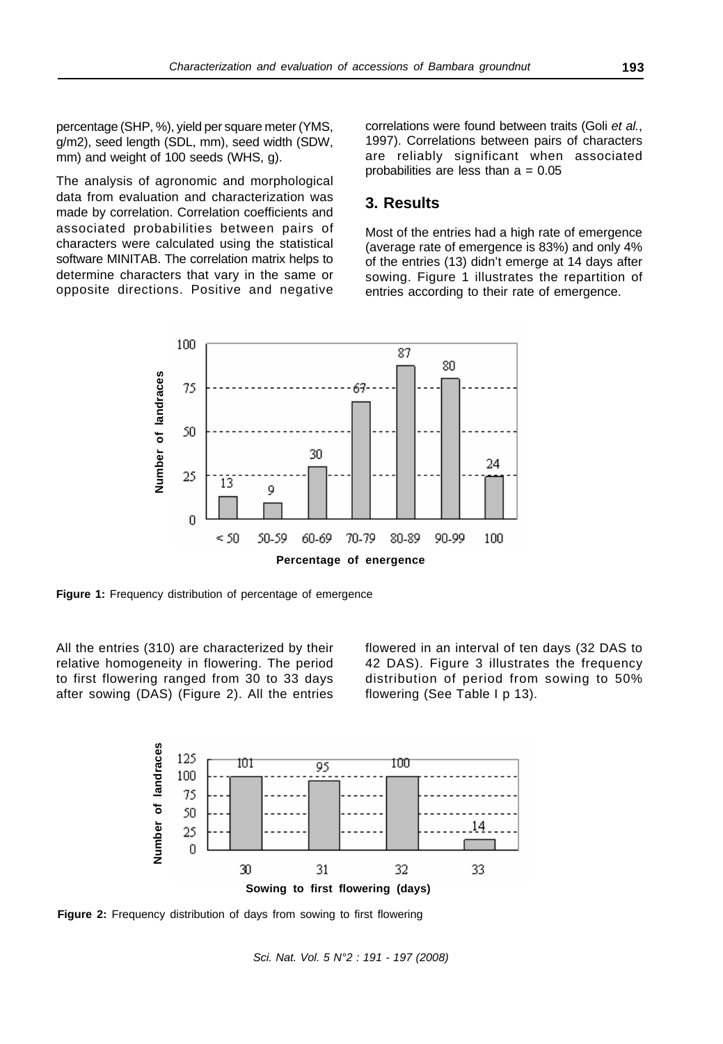percentage (SHP, %), yield per square meter (YMS, g/m2), seed length (SDL, mm), seed width (SDW, mm) and weight of 100 seeds (WHS, g).

The analysis of agronomic and morphological data from evaluation and characterization was made by correlation. Correlation coefficients and associated probabilities between pairs of characters were calculated using the statistical software MINITAB. The correlation matrix helps to determine characters that vary in the same or opposite directions. Positive and negative correlations were found between traits (Goli *et al.*, 1997). Correlations between pairs of characters are reliably significant when associated probabilities are less than a = 0.05

## 3. Results

Most of the entries had a high rate of emergence (average rate of emergence is 83%) and only 4% of the entries (13) didn't emerge at 14 days after sowing. Figure 1 illustrates the repartition of entries according to their rate of emergence.

**Figure 1:** Frequency distribution of percentage of emergence

All the entries (310) are characterized by their relative homogeneity in flowering. The period to first flowering ranged from 30 to 33 days after sowing (DAS) (Figure 2). All the entries flowered in an interval of ten days (32 DAS to 42 DAS). Figure 3 illustrates the frequency distribution of period from sowing to 50% flowering (See Table I p 13).

**Figure 2:** Frequency distribution of days from sowing to first flowering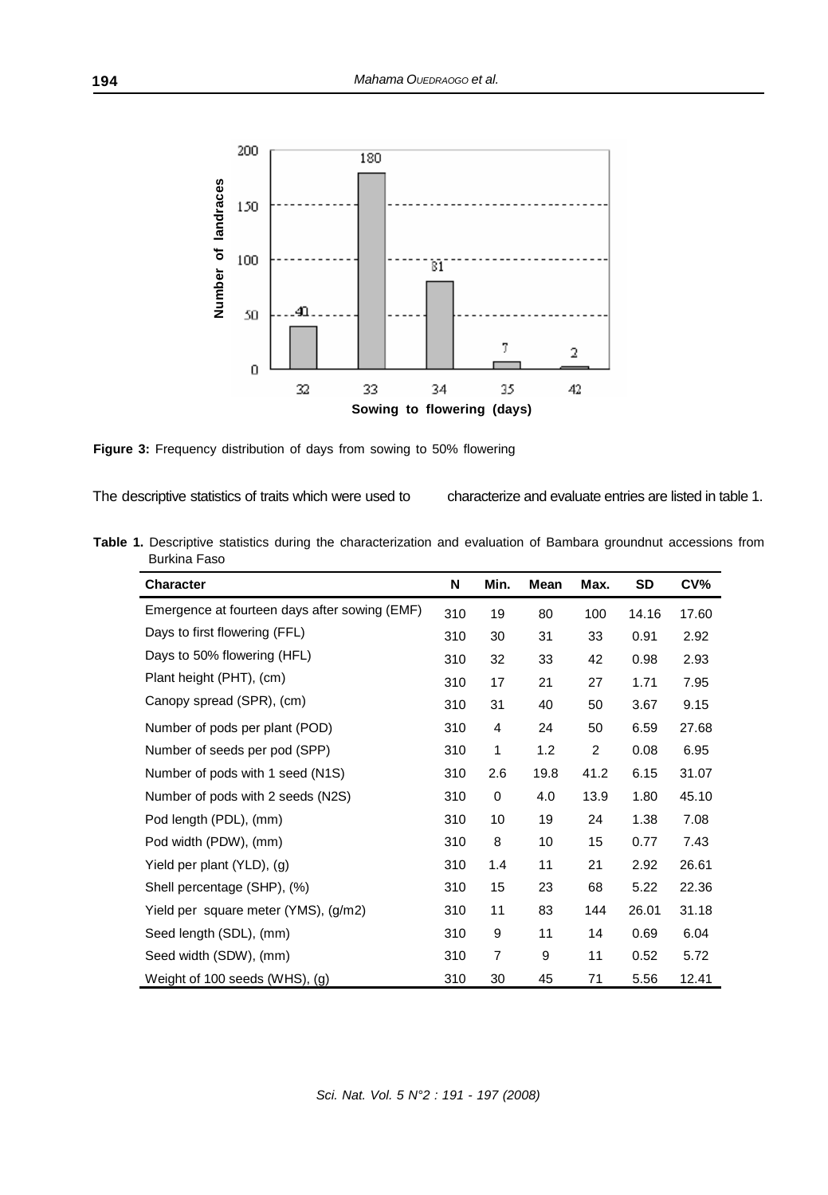**Figure 3:** Frequency distribution of days from sowing to 50% flowering

The descriptive statistics of traits which were used to characterize and evaluate entries are listed in table 1.

**Table 1.** Descriptive statistics during the characterization and evaluation of Bambara groundnut accessions from Burkina Faso

| Character | N | Min. | Mean | Max. | SD | CV% |
|---|---|---|---|---|---|---|
| Emergence at fourteen days after sowing (EMF) | 310 | 19 | 80 | 100 | 14.16 | 17.60 |
| Days to first flowering (FFL) | 310 | 30 | 31 | 33 | 0.91 | 2.92 |
| Days to 50% flowering (HFL) | 310 | 32 | 33 | 42 | 0.98 | 2.93 |
| Plant height (PHT), (cm) | 310 | 17 | 21 | 27 | 1.71 | 7.95 |
| Canopy spread (SPR), (cm) | 310 | 31 | 40 | 50 | 3.67 | 9.15 |
| Number of pods per plant (POD) | 310 | 4 | 24 | 50 | 6.59 | 27.68 |
| Number of seeds per pod (SPP) | 310 | 1 | 1.2 | 2 | 0.08 | 6.95 |
| Number of pods with 1 seed (N1S) | 310 | 2.6 | 19.8 | 41.2 | 6.15 | 31.07 |
| Number of pods with 2 seeds (N2S) | 310 | 0 | 4.0 | 13.9 | 1.80 | 45.10 |
| Pod length (PDL), (mm) | 310 | 10 | 19 | 24 | 1.38 | 7.08 |
| Pod width (PDW), (mm) | 310 | 8 | 10 | 15 | 0.77 | 7.43 |
| Yield per plant (YLD), (g) | 310 | 1.4 | 11 | 21 | 2.92 | 26.61 |
| Shell percentage (SHP), (%) | 310 | 15 | 23 | 68 | 5.22 | 22.36 |
| Yield per square meter (YMS), (g/m2) | 310 | 11 | 83 | 144 | 26.01 | 31.18 |
| Seed length (SDL), (mm) | 310 | 9 | 11 | 14 | 0.69 | 6.04 |
| Seed width (SDW), (mm) | 310 | 7 | 9 | 11 | 0.52 | 5.72 |
| Weight of 100 seeds (WHS), (g) | 310 | 30 | 45 | 71 | 5.56 | 12.41 |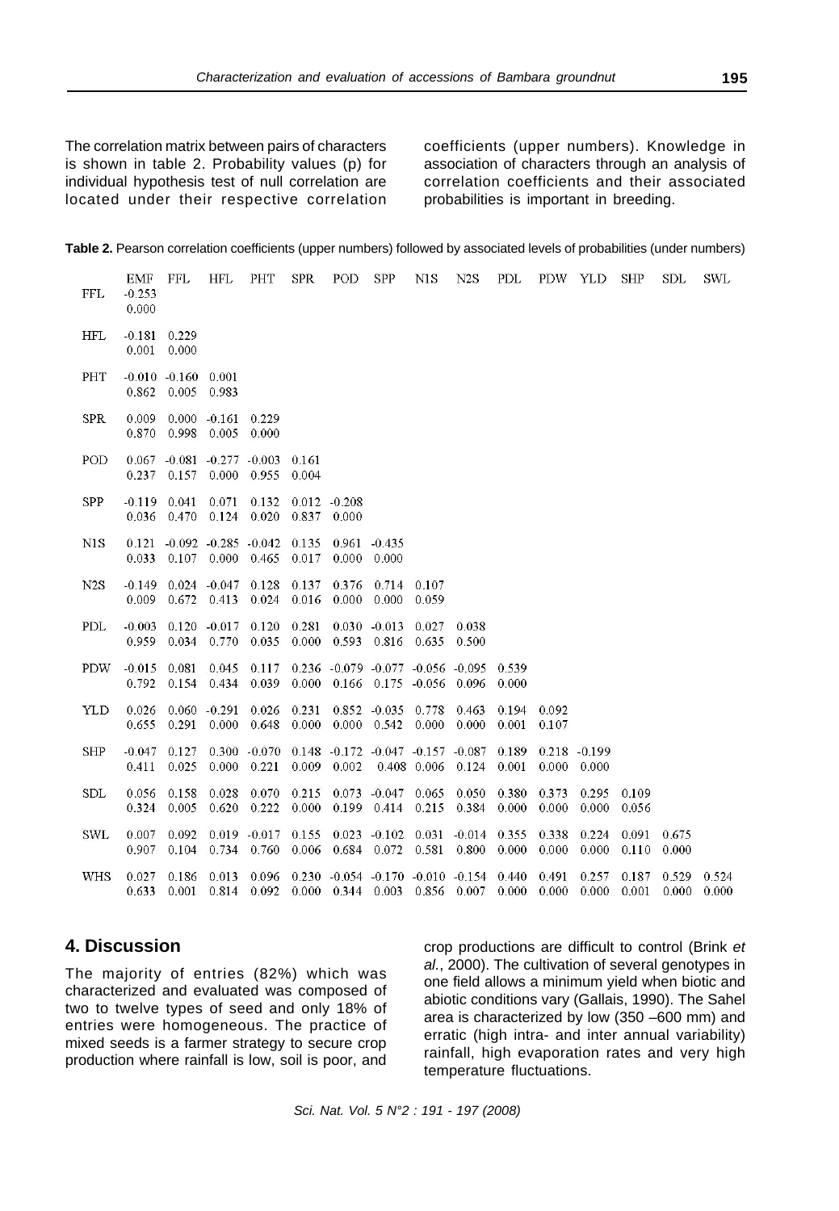The correlation matrix between pairs of characters is shown in table 2. Probability values (p) for individual hypothesis test of null correlation are located under their respective correlation coefficients (upper numbers). Knowledge in association of characters through an analysis of correlation coefficients and their associated probabilities is important in breeding.

**Table 2.** Pearson correlation coefficients (upper numbers) followed by associated levels of probabilities (under numbers)

| | EMF | FFL | HFL | PHT | SPR | POD | SPP | N1S | N2S | PDL | PDW | YLD | SHP | SDL | SWL |
|---|---|---|---|---|---|---|---|---|---|---|---|---|---|---|---|
| FFL | -0.253<br>0.000 | | | | | | | | | | | | | | |
| HFL | -0.181<br>0.001 | 0.229<br>0.000 | | | | | | | | | | | | | |
| PHT | -0.010<br>0.862 | -0.160<br>0.005 | 0.001<br>0.983 | | | | | | | | | | | | |
| SPR | 0.009<br>0.870 | 0.000<br>0.998 | -0.161<br>0.005 | 0.229<br>0.000 | | | | | | | | | | | |
| POD | 0.067<br>0.237 | -0.081<br>0.157 | -0.277<br>0.000 | -0.003<br>0.955 | 0.161<br>0.004 | | | | | | | | | | |
| SPP | -0.119<br>0.036 | 0.041<br>0.470 | 0.071<br>0.124 | 0.132<br>0.020 | 0.012<br>0.837 | -0.208<br>0.000 | | | | | | | | | |
| N1S | 0.121<br>0.033 | -0.092<br>0.107 | -0.285<br>0.000 | -0.042<br>0.465 | 0.135<br>0.017 | 0.961<br>0.000 | -0.435<br>0.000 | | | | | | | | |
| N2S | -0.149<br>0.009 | 0.024<br>0.672 | -0.047<br>0.413 | 0.128<br>0.024 | 0.137<br>0.016 | 0.376<br>0.000 | 0.714<br>0.000 | 0.107<br>0.059 | | | | | | | |
| PDL | -0.003<br>0.959 | 0.120<br>0.034 | -0.017<br>0.770 | 0.120<br>0.035 | 0.281<br>0.000 | 0.030<br>0.593 | -0.013<br>0.816 | 0.027<br>0.635 | 0.038<br>0.500 | | | | | | |
| PDW | -0.015<br>0.792 | 0.081<br>0.154 | 0.045<br>0.434 | 0.117<br>0.039 | 0.236<br>0.000 | -0.079<br>0.166 | -0.077<br>0.175 | -0.056<br>-0.056 | -0.095<br>0.096 | 0.539<br>0.000 | | | | | |
| YLD | 0.026<br>0.655 | 0.060<br>0.291 | -0.291<br>0.000 | 0.026<br>0.648 | 0.231<br>0.000 | 0.852<br>0.000 | -0.035<br>0.542 | 0.778<br>0.000 | 0.463<br>0.000 | 0.194<br>0.001 | 0.092<br>0.107 | | | | |
| SHP | -0.047<br>0.411 | 0.127<br>0.025 | 0.300<br>0.000 | -0.070<br>0.221 | 0.148<br>0.009 | -0.172<br>0.002 | -0.047<br>0.408 | -0.157<br>0.006 | -0.087<br>0.124 | 0.189<br>0.001 | 0.218<br>0.000 | -0.199<br>0.000 | | | |
| SDL | 0.056<br>0.324 | 0.158<br>0.005 | 0.028<br>0.620 | 0.070<br>0.222 | 0.215<br>0.000 | 0.073<br>0.199 | -0.047<br>0.414 | 0.065<br>0.215 | 0.050<br>0.384 | 0.380<br>0.000 | 0.373<br>0.000 | 0.295<br>0.000 | 0.109<br>0.056 | | |
| SWL | 0.007<br>0.907 | 0.092<br>0.104 | 0.019<br>0.734 | -0.017<br>0.760 | 0.155<br>0.006 | 0.023<br>0.684 | -0.102<br>0.072 | 0.031<br>0.581 | -0.014<br>0.800 | 0.355<br>0.000 | 0.338<br>0.000 | 0.224<br>0.000 | 0.091<br>0.110 | 0.675<br>0.000 | |
| WHS | 0.027<br>0.633 | 0.186<br>0.001 | 0.013<br>0.814 | 0.096<br>0.092 | 0.230<br>0.000 | -0.054<br>0.344 | -0.170<br>0.003 | -0.010<br>0.856 | -0.154<br>0.007 | 0.440<br>0.000 | 0.491<br>0.000 | 0.257<br>0.000 | 0.187<br>0.001 | 0.529<br>0.000 | 0.524<br>0.000 |

## 4. Discussion

The majority of entries (82%) which was characterized and evaluated was composed of two to twelve types of seed and only 18% of entries were homogeneous. The practice of mixed seeds is a farmer strategy to secure crop production where rainfall is low, soil is poor, and crop productions are difficult to control (Brink *et al.*, 2000). The cultivation of several genotypes in one field allows a minimum yield when biotic and abiotic conditions vary (Gallais, 1990). The Sahel area is characterized by low (350 –600 mm) and erratic (high intra- and inter annual variability) rainfall, high evaporation rates and very high temperature fluctuations.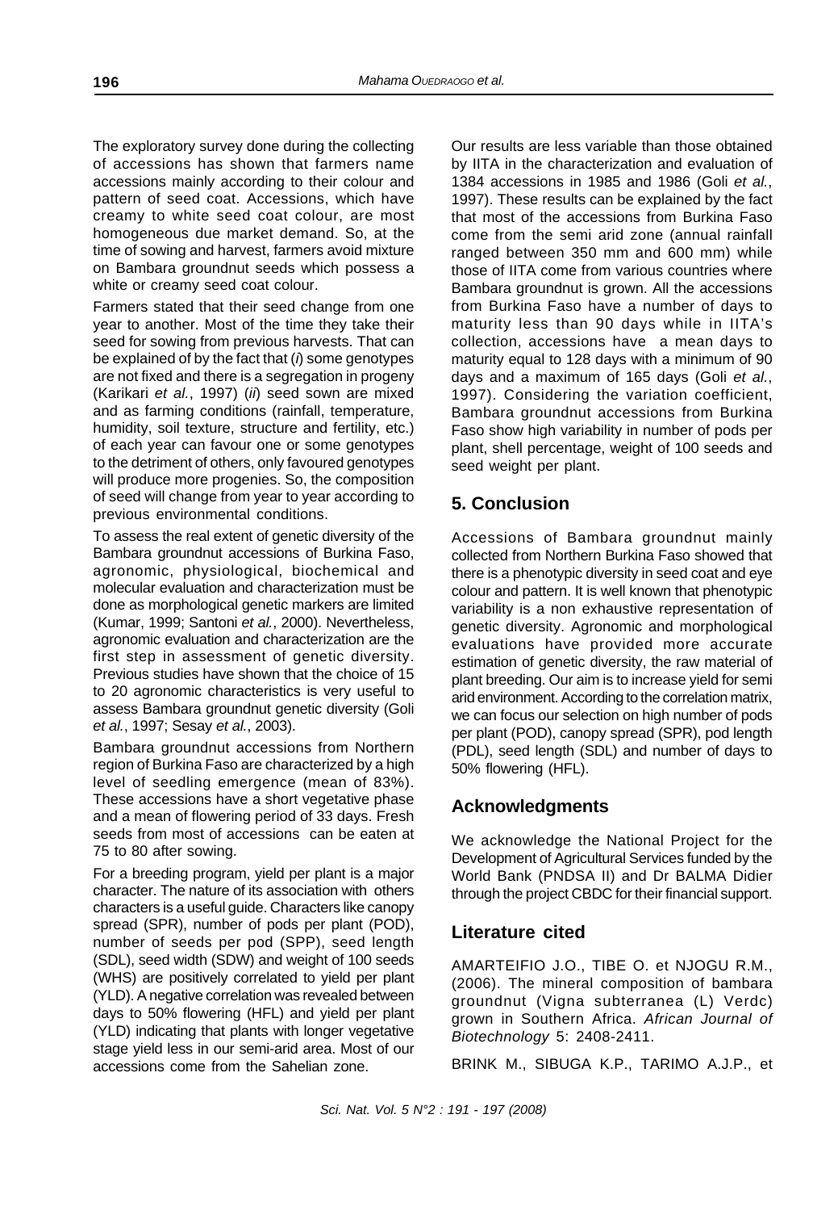The exploratory survey done during the collecting of accessions has shown that farmers name accessions mainly according to their colour and pattern of seed coat. Accessions, which have creamy to white seed coat colour, are most homogeneous due market demand. So, at the time of sowing and harvest, farmers avoid mixture on Bambara groundnut seeds which possess a white or creamy seed coat colour.

Farmers stated that their seed change from one year to another. Most of the time they take their seed for sowing from previous harvests. That can be explained of by the fact that (*i*) some genotypes are not fixed and there is a segregation in progeny (Karikari *et al.*, 1997) (*ii*) seed sown are mixed and as farming conditions (rainfall, temperature, humidity, soil texture, structure and fertility, etc.) of each year can favour one or some genotypes to the detriment of others, only favoured genotypes will produce more progenies. So, the composition of seed will change from year to year according to previous environmental conditions.

To assess the real extent of genetic diversity of the Bambara groundnut accessions of Burkina Faso, agronomic, physiological, biochemical and molecular evaluation and characterization must be done as morphological genetic markers are limited (Kumar, 1999; Santoni *et al.*, 2000). Nevertheless, agronomic evaluation and characterization are the first step in assessment of genetic diversity. Previous studies have shown that the choice of 15 to 20 agronomic characteristics is very useful to assess Bambara groundnut genetic diversity (Goli *et al.*, 1997; Sesay *et al.*, 2003).

Bambara groundnut accessions from Northern region of Burkina Faso are characterized by a high level of seedling emergence (mean of 83%). These accessions have a short vegetative phase and a mean of flowering period of 33 days. Fresh seeds from most of accessions can be eaten at 75 to 80 after sowing.

For a breeding program, yield per plant is a major character. The nature of its association with others characters is a useful guide. Characters like canopy spread (SPR), number of pods per plant (POD), number of seeds per pod (SPP), seed length (SDL), seed width (SDW) and weight of 100 seeds (WHS) are positively correlated to yield per plant (YLD). A negative correlation was revealed between days to 50% flowering (HFL) and yield per plant (YLD) indicating that plants with longer vegetative stage yield less in our semi-arid area. Most of our accessions come from the Sahelian zone.

Our results are less variable than those obtained by IITA in the characterization and evaluation of 1384 accessions in 1985 and 1986 (Goli *et al.*, 1997). These results can be explained by the fact that most of the accessions from Burkina Faso come from the semi arid zone (annual rainfall ranged between 350 mm and 600 mm) while those of IITA come from various countries where Bambara groundnut is grown. All the accessions from Burkina Faso have a number of days to maturity less than 90 days while in IITA's collection, accessions have a mean days to maturity equal to 128 days with a minimum of 90 days and a maximum of 165 days (Goli *et al.*, 1997). Considering the variation coefficient, Bambara groundnut accessions from Burkina Faso show high variability in number of pods per plant, shell percentage, weight of 100 seeds and seed weight per plant.

## 5. Conclusion

Accessions of Bambara groundnut mainly collected from Northern Burkina Faso showed that there is a phenotypic diversity in seed coat and eye colour and pattern. It is well known that phenotypic variability is a non exhaustive representation of genetic diversity. Agronomic and morphological evaluations have provided more accurate estimation of genetic diversity, the raw material of plant breeding. Our aim is to increase yield for semi arid environment. According to the correlation matrix, we can focus our selection on high number of pods per plant (POD), canopy spread (SPR), pod length (PDL), seed length (SDL) and number of days to 50% flowering (HFL).

## Acknowledgments

We acknowledge the National Project for the Development of Agricultural Services funded by the World Bank (PNDSA II) and Dr BALMA Didier through the project CBDC for their financial support.

## Literature cited

AMARTEIFIO J.O., TIBE O. et NJOGU R.M., (2006). The mineral composition of bambara groundnut (Vigna subterranea (L) Verdc) grown in Southern Africa. *African Journal of Biotechnology* 5: 2408-2411.

BRINK M., SIBUGA K.P., TARIMO A.J.P., et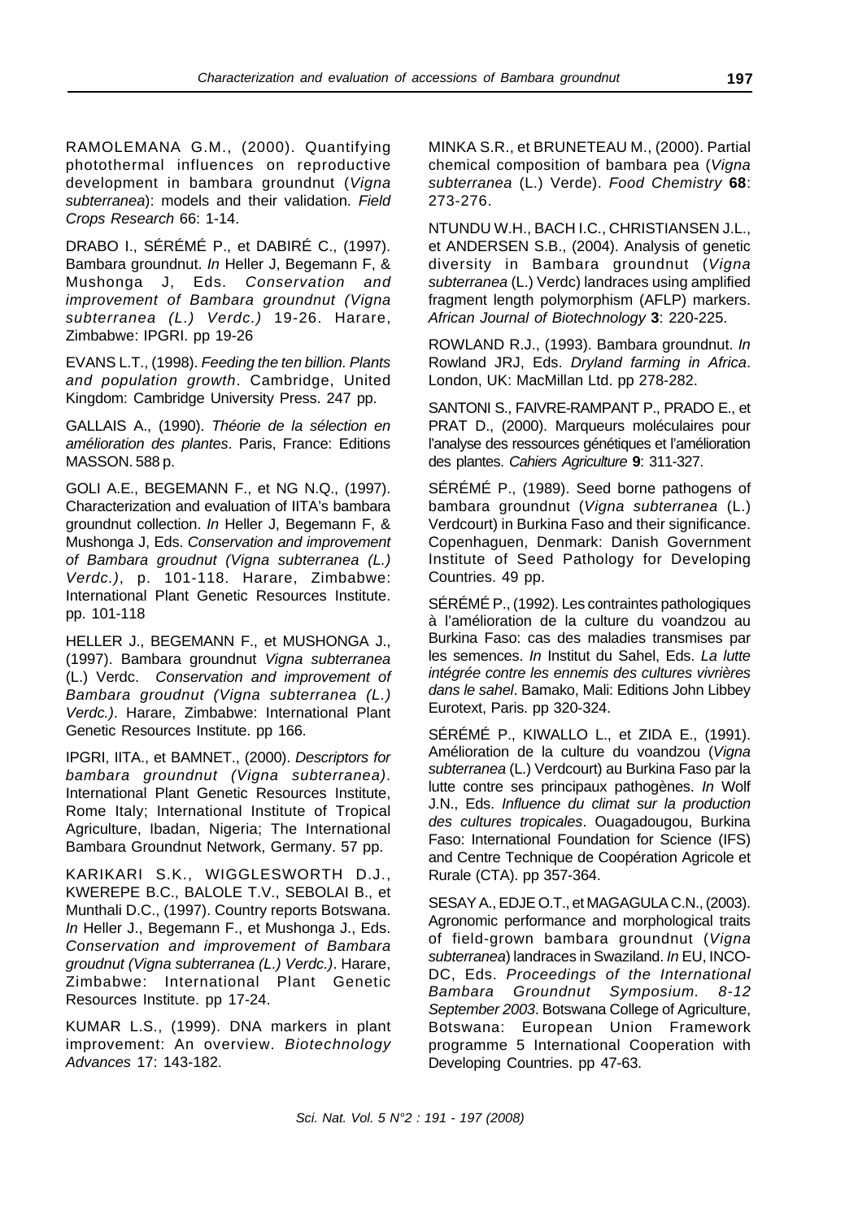RAMOLEMANA G.M., (2000). Quantifying photothermal influences on reproductive development in bambara groundnut (*Vigna subterranea*): models and their validation. *Field Crops Research* 66: 1-14.

DRABO I., SÉRÉMÉ P., et DABIRÉ C., (1997). Bambara groundnut. *In* Heller J, Begemann F, & Mushonga J, Eds. *Conservation and improvement of Bambara groundnut (Vigna subterranea (L.) Verdc.)* 19-26. Harare, Zimbabwe: IPGRI. pp 19-26

EVANS L.T., (1998). *Feeding the ten billion. Plants and population growth*. Cambridge, United Kingdom: Cambridge University Press. 247 pp.

GALLAIS A., (1990). *Théorie de la sélection en amélioration des plantes*. Paris, France: Editions MASSON. 588 p.

GOLI A.E., BEGEMANN F., et NG N.Q., (1997). Characterization and evaluation of IITA's bambara groundnut collection. *In* Heller J, Begemann F, & Mushonga J, Eds. *Conservation and improvement of Bambara groudnut (Vigna subterranea (L.) Verdc.)*, p. 101-118. Harare, Zimbabwe: International Plant Genetic Resources Institute. pp. 101-118

HELLER J., BEGEMANN F., et MUSHONGA J., (1997). Bambara groundnut *Vigna subterranea* (L.) Verdc. *Conservation and improvement of Bambara groudnut (Vigna subterranea (L.) Verdc.)*. Harare, Zimbabwe: International Plant Genetic Resources Institute. pp 166.

IPGRI, IITA., et BAMNET., (2000). *Descriptors for bambara groundnut (Vigna subterranea)*. International Plant Genetic Resources Institute, Rome Italy; International Institute of Tropical Agriculture, Ibadan, Nigeria; The International Bambara Groundnut Network, Germany. 57 pp.

KARIKARI S.K., WIGGLESWORTH D.J., KWEREPE B.C., BALOLE T.V., SEBOLAI B., et Munthali D.C., (1997). Country reports Botswana. *In* Heller J., Begemann F., et Mushonga J., Eds. *Conservation and improvement of Bambara groudnut (Vigna subterranea (L.) Verdc.)*. Harare, Zimbabwe: International Plant Genetic Resources Institute. pp 17-24.

KUMAR L.S., (1999). DNA markers in plant improvement: An overview. *Biotechnology Advances* 17: 143-182.

MINKA S.R., et BRUNETEAU M., (2000). Partial chemical composition of bambara pea (*Vigna subterranea* (L.) Verde). *Food Chemistry* **68**: 273-276.

NTUNDU W.H., BACH I.C., CHRISTIANSEN J.L., et ANDERSEN S.B., (2004). Analysis of genetic diversity in Bambara groundnut (*Vigna subterranea* (L.) Verdc) landraces using amplified fragment length polymorphism (AFLP) markers. *African Journal of Biotechnology* **3**: 220-225.

ROWLAND R.J., (1993). Bambara groundnut. *In* Rowland JRJ, Eds. *Dryland farming in Africa*. London, UK: MacMillan Ltd. pp 278-282.

SANTONI S., FAIVRE-RAMPANT P., PRADO E., et PRAT D., (2000). Marqueurs moléculaires pour l'analyse des ressources génétiques et l'amélioration des plantes. *Cahiers Agriculture* **9**: 311-327.

SÉRÉMÉ P., (1989). Seed borne pathogens of bambara groundnut (*Vigna subterranea* (L.) Verdcourt) in Burkina Faso and their significance. Copenhaguen, Denmark: Danish Government Institute of Seed Pathology for Developing Countries. 49 pp.

SÉRÉMÉ P., (1992). Les contraintes pathologiques à l'amélioration de la culture du voandzou au Burkina Faso: cas des maladies transmises par les semences. *In* Institut du Sahel, Eds. *La lutte intégrée contre les ennemis des cultures vivrières dans le sahel*. Bamako, Mali: Editions John Libbey Eurotext, Paris. pp 320-324.

SÉRÉMÉ P., KIWALLO L., et ZIDA E., (1991). Amélioration de la culture du voandzou (*Vigna subterranea* (L.) Verdcourt) au Burkina Faso par la lutte contre ses principaux pathogènes. *In* Wolf J.N., Eds. *Influence du climat sur la production des cultures tropicales*. Ouagadougou, Burkina Faso: International Foundation for Science (IFS) and Centre Technique de Coopération Agricole et Rurale (CTA). pp 357-364.

SESAY A., EDJE O.T., et MAGAGULA C.N., (2003). Agronomic performance and morphological traits of field-grown bambara groundnut (*Vigna subterranea*) landraces in Swaziland. *In* EU, INCO-DC, Eds. *Proceedings of the International Bambara Groundnut Symposium. 8-12 September 2003*. Botswana College of Agriculture, Botswana: European Union Framework programme 5 International Cooperation with Developing Countries. pp 47-63.